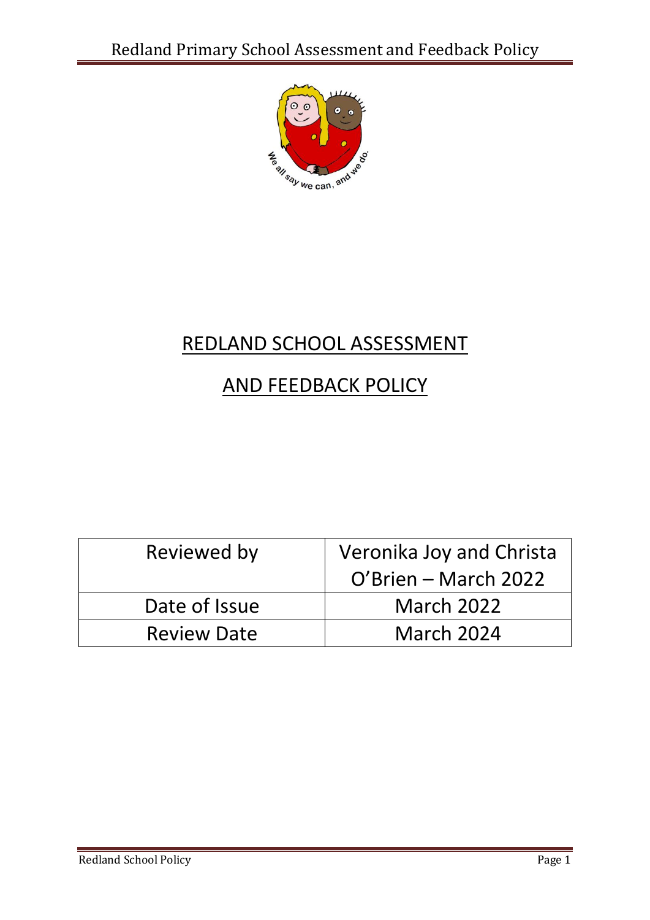# REDLAND SCHOOL ASSESSMENT AND FEEDBACK POLICY

| Reviewed by | Veronika Joy and Christa O'Brien – March 2022 |
|---|---|
| Date of Issue | March 2022 |
| Review Date | March 2024 |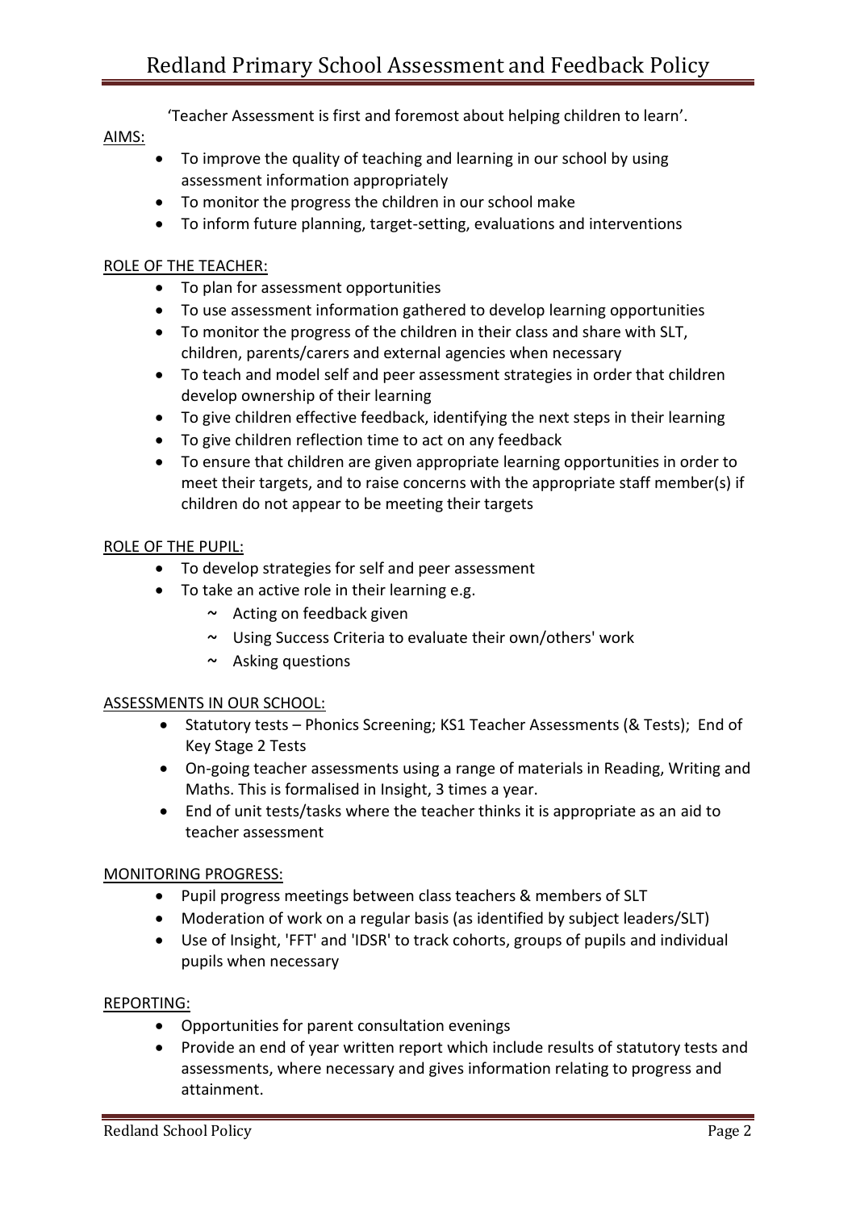# Redland Primary School Assessment and Feedback Policy

'Teacher Assessment is first and foremost about helping children to learn'.

AIMS:

- To improve the quality of teaching and learning in our school by using assessment information appropriately
- To monitor the progress the children in our school make
- To inform future planning, target-setting, evaluations and interventions

ROLE OF THE TEACHER:

- To plan for assessment opportunities
- To use assessment information gathered to develop learning opportunities
- To monitor the progress of the children in their class and share with SLT, children, parents/carers and external agencies when necessary
- To teach and model self and peer assessment strategies in order that children develop ownership of their learning
- To give children effective feedback, identifying the next steps in their learning
- To give children reflection time to act on any feedback
- To ensure that children are given appropriate learning opportunities in order to meet their targets, and to raise concerns with the appropriate staff member(s) if children do not appear to be meeting their targets

ROLE OF THE PUPIL:

- To develop strategies for self and peer assessment
- To take an active role in their learning e.g.
  - ~ Acting on feedback given
  - ~ Using Success Criteria to evaluate their own/others' work
  - ~ Asking questions

ASSESSMENTS IN OUR SCHOOL:

- Statutory tests – Phonics Screening; KS1 Teacher Assessments (& Tests); End of Key Stage 2 Tests
- On-going teacher assessments using a range of materials in Reading, Writing and Maths. This is formalised in Insight, 3 times a year.
- End of unit tests/tasks where the teacher thinks it is appropriate as an aid to teacher assessment

MONITORING PROGRESS:

- Pupil progress meetings between class teachers & members of SLT
- Moderation of work on a regular basis (as identified by subject leaders/SLT)
- Use of Insight, 'FFT' and 'IDSR' to track cohorts, groups of pupils and individual pupils when necessary

REPORTING:

- Opportunities for parent consultation evenings
- Provide an end of year written report which include results of statutory tests and assessments, where necessary and gives information relating to progress and attainment.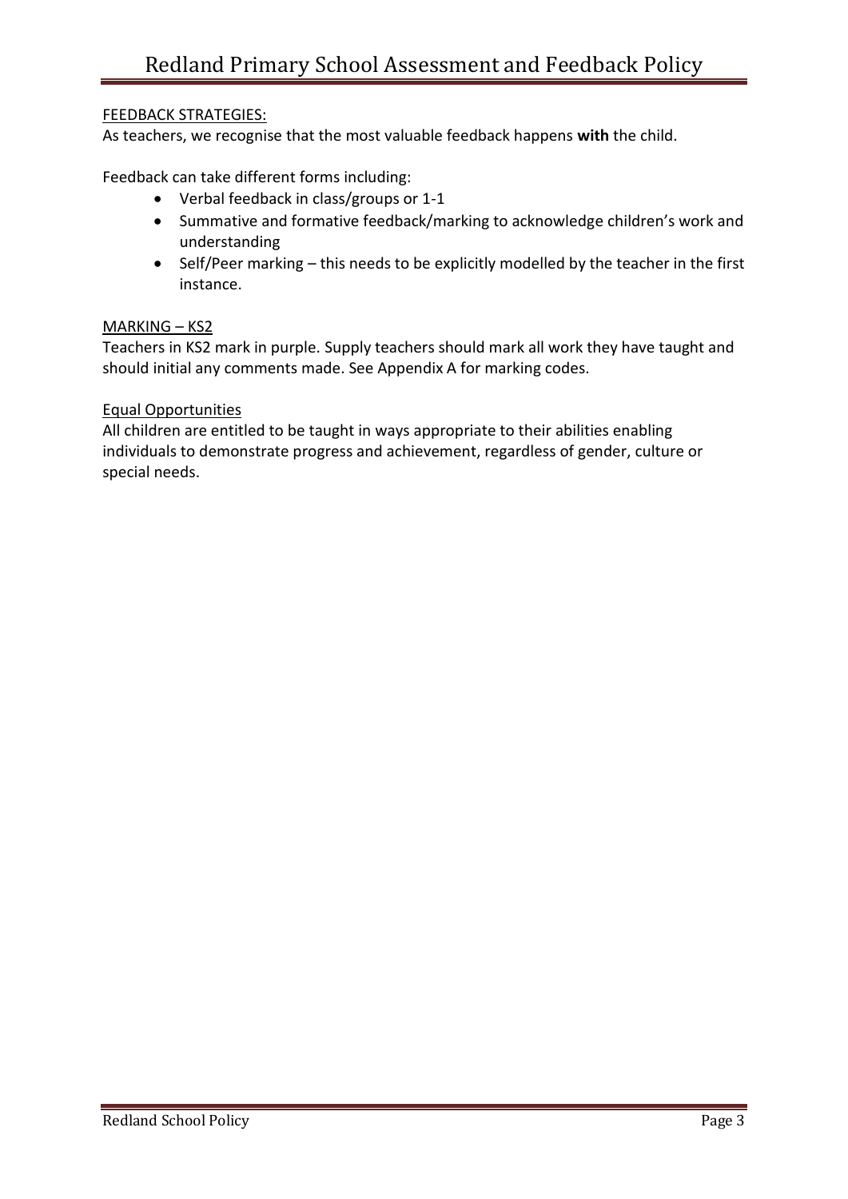FEEDBACK STRATEGIES:

As teachers, we recognise that the most valuable feedback happens **with** the child.

Feedback can take different forms including:

- Verbal feedback in class/groups or 1-1
- Summative and formative feedback/marking to acknowledge children's work and understanding
- Self/Peer marking – this needs to be explicitly modelled by the teacher in the first instance.

MARKING – KS2

Teachers in KS2 mark in purple. Supply teachers should mark all work they have taught and should initial any comments made. See Appendix A for marking codes.

Equal Opportunities

All children are entitled to be taught in ways appropriate to their abilities enabling individuals to demonstrate progress and achievement, regardless of gender, culture or special needs.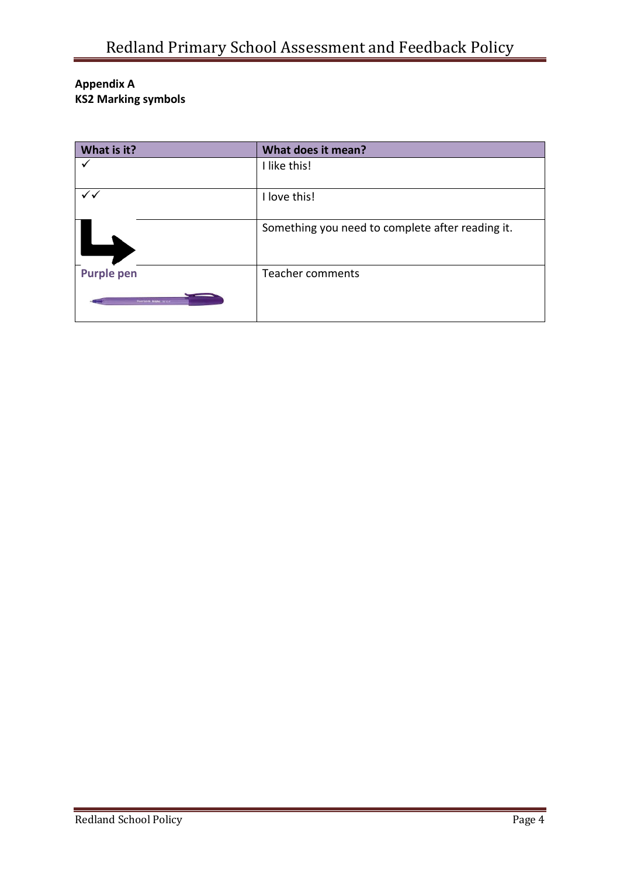**Appendix A**
**KS2 Marking symbols**

| What is it? | What does it mean? |
|---|---|
| ✓ | I like this! |
| ✓✓ | I love this! |
| ↳ | Something you need to complete after reading it. |
| Purple pen | Teacher comments |